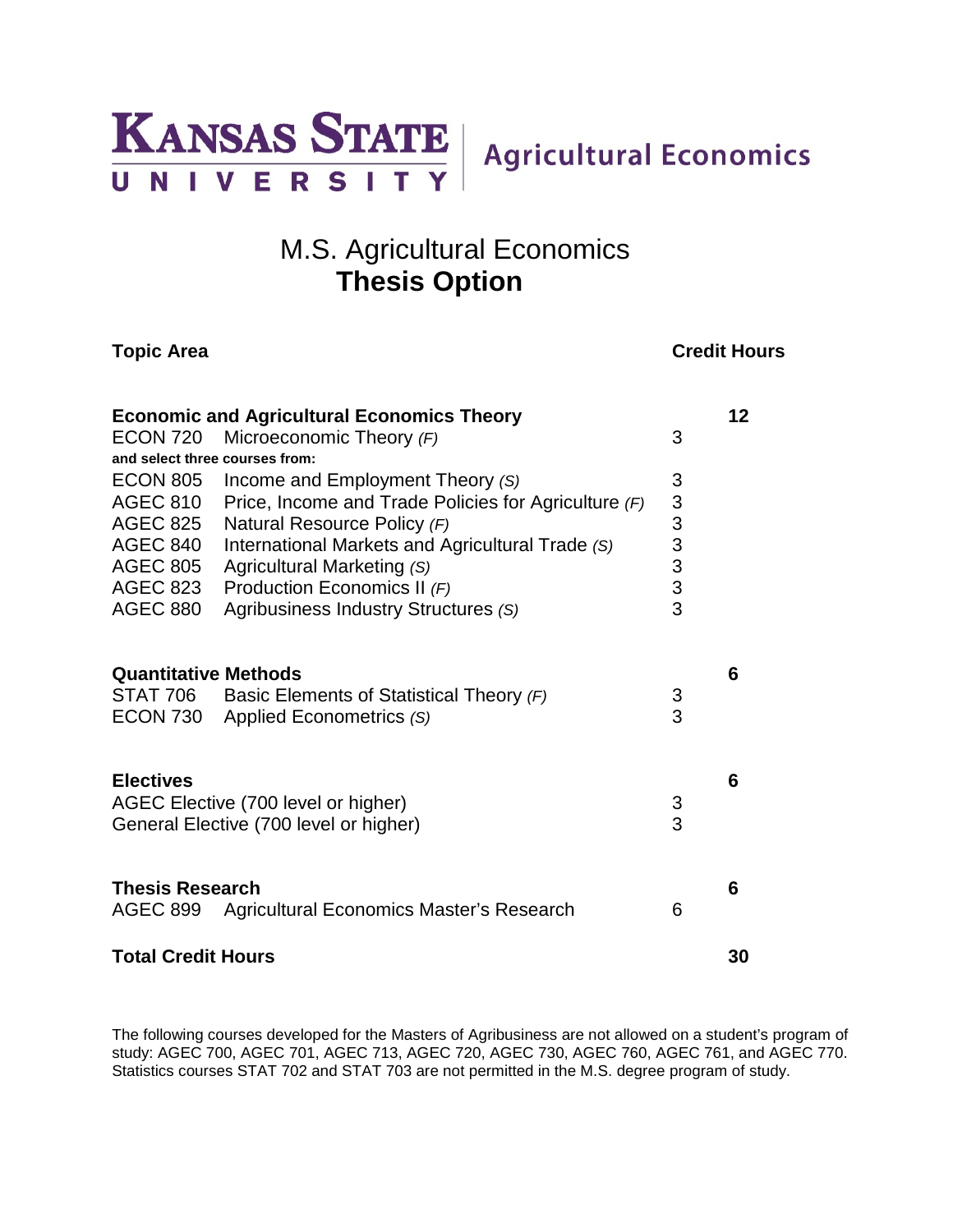Kansas State University | Agricultural Economics

# M.S. Agricultural Economics
## Thesis Option

| Topic Area | | Credit Hours | |
|---|---|---|---|
| **Economic and Agricultural Economics Theory** | | | **12** |
| ECON 720 | Microeconomic Theory *(F)* | 3 | |
| **and select three courses from:** | | | |
| ECON 805 | Income and Employment Theory *(S)* | 3 | |
| AGEC 810 | Price, Income and Trade Policies for Agriculture *(F)* | 3 | |
| AGEC 825 | Natural Resource Policy *(F)* | 3 | |
| AGEC 840 | International Markets and Agricultural Trade *(S)* | 3 | |
| AGEC 805 | Agricultural Marketing *(S)* | 3 | |
| AGEC 823 | Production Economics II *(F)* | 3 | |
| AGEC 880 | Agribusiness Industry Structures *(S)* | 3 | |
| **Quantitative Methods** | | | **6** |
| STAT 706 | Basic Elements of Statistical Theory *(F)* | 3 | |
| ECON 730 | Applied Econometrics *(S)* | 3 | |
| **Electives** | | | **6** |
| AGEC Elective (700 level or higher) | | 3 | |
| General Elective (700 level or higher) | | 3 | |
| **Thesis Research** | | | **6** |
| AGEC 899 | Agricultural Economics Master's Research | 6 | |
| **Total Credit Hours** | | | **30** |

The following courses developed for the Masters of Agribusiness are not allowed on a student's program of study: AGEC 700, AGEC 701, AGEC 713, AGEC 720, AGEC 730, AGEC 760, AGEC 761, and AGEC 770. Statistics courses STAT 702 and STAT 703 are not permitted in the M.S. degree program of study.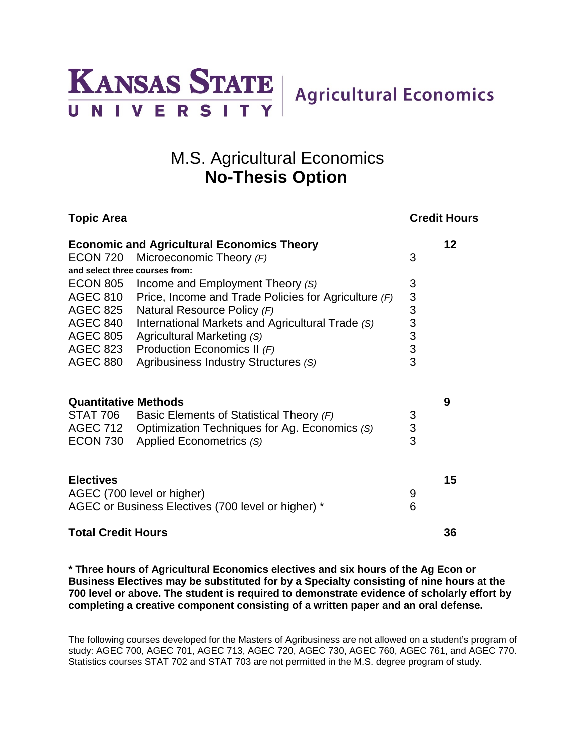# Kansas State University | Agricultural Economics

## M.S. Agricultural Economics
## **No-Thesis Option**

| Topic Area | | Credit Hours | |
|---|---|---|---|
| **Economic and Agricultural Economics Theory** | | | **12** |
| ECON 720 | Microeconomic Theory *(F)* | 3 | |
| **and select three courses from:** | | | |
| ECON 805 | Income and Employment Theory *(S)* | 3 | |
| AGEC 810 | Price, Income and Trade Policies for Agriculture *(F)* | 3 | |
| AGEC 825 | Natural Resource Policy *(F)* | 3 | |
| AGEC 840 | International Markets and Agricultural Trade *(S)* | 3 | |
| AGEC 805 | Agricultural Marketing *(S)* | 3 | |
| AGEC 823 | Production Economics II *(F)* | 3 | |
| AGEC 880 | Agribusiness Industry Structures *(S)* | 3 | |
| **Quantitative Methods** | | | **9** |
| STAT 706 | Basic Elements of Statistical Theory *(F)* | 3 | |
| AGEC 712 | Optimization Techniques for Ag. Economics *(S)* | 3 | |
| ECON 730 | Applied Econometrics *(S)* | 3 | |
| **Electives** | | | **15** |
| AGEC (700 level or higher) | | 9 | |
| AGEC or Business Electives (700 level or higher) * | | 6 | |
| **Total Credit Hours** | | | **36** |

**\* Three hours of Agricultural Economics electives and six hours of the Ag Econ or Business Electives may be substituted for by a Specialty consisting of nine hours at the 700 level or above. The student is required to demonstrate evidence of scholarly effort by completing a creative component consisting of a written paper and an oral defense.**

The following courses developed for the Masters of Agribusiness are not allowed on a student's program of study: AGEC 700, AGEC 701, AGEC 713, AGEC 720, AGEC 730, AGEC 760, AGEC 761, and AGEC 770. Statistics courses STAT 702 and STAT 703 are not permitted in the M.S. degree program of study.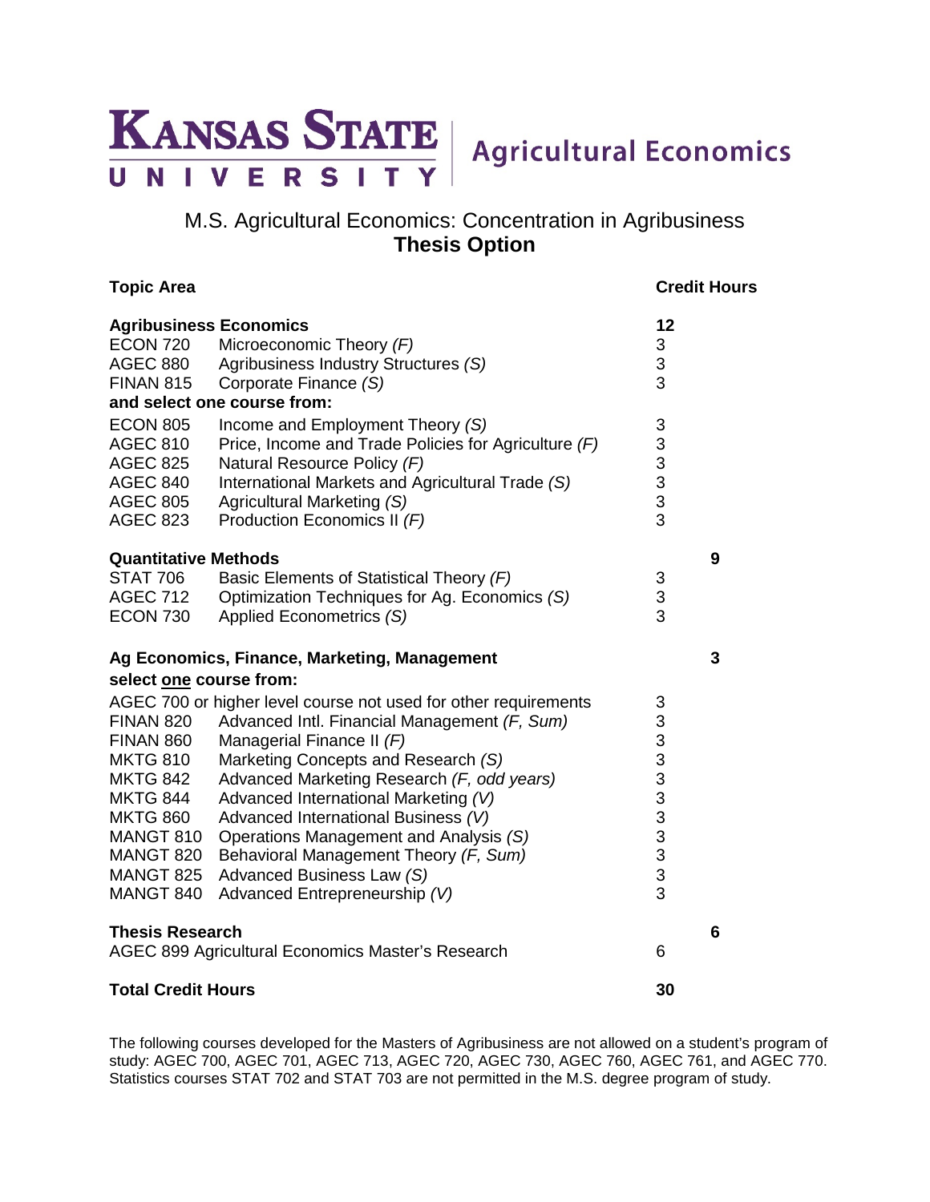# Kansas State University | Agricultural Economics

## M.S. Agricultural Economics: Concentration in Agribusiness
## **Thesis Option**

| Topic Area | | Credit Hours | |
|---|---|---|---|
| **Agribusiness Economics** | | **12** | |
| ECON 720 | Microeconomic Theory *(F)* | 3 | |
| AGEC 880 | Agribusiness Industry Structures *(S)* | 3 | |
| FINAN 815 | Corporate Finance *(S)* | 3 | |
| **and select one course from:** | | | |
| ECON 805 | Income and Employment Theory *(S)* | 3 | |
| AGEC 810 | Price, Income and Trade Policies for Agriculture *(F)* | 3 | |
| AGEC 825 | Natural Resource Policy *(F)* | 3 | |
| AGEC 840 | International Markets and Agricultural Trade *(S)* | 3 | |
| AGEC 805 | Agricultural Marketing *(S)* | 3 | |
| AGEC 823 | Production Economics II *(F)* | 3 | |
| **Quantitative Methods** | | | **9** |
| STAT 706 | Basic Elements of Statistical Theory *(F)* | 3 | |
| AGEC 712 | Optimization Techniques for Ag. Economics *(S)* | 3 | |
| ECON 730 | Applied Econometrics *(S)* | 3 | |
| **Ag Economics, Finance, Marketing, Management** | | | **3** |
| **select one course from:** | | | |
| AGEC 700 or higher level course not used for other requirements | | 3 | |
| FINAN 820 | Advanced Intl. Financial Management *(F, Sum)* | 3 | |
| FINAN 860 | Managerial Finance II *(F)* | 3 | |
| MKTG 810 | Marketing Concepts and Research *(S)* | 3 | |
| MKTG 842 | Advanced Marketing Research *(F, odd years)* | 3 | |
| MKTG 844 | Advanced International Marketing *(V)* | 3 | |
| MKTG 860 | Advanced International Business *(V)* | 3 | |
| MANGT 810 | Operations Management and Analysis *(S)* | 3 | |
| MANGT 820 | Behavioral Management Theory *(F, Sum)* | 3 | |
| MANGT 825 | Advanced Business Law *(S)* | 3 | |
| MANGT 840 | Advanced Entrepreneurship *(V)* | 3 | |
| **Thesis Research** | | | **6** |
| AGEC 899 Agricultural Economics Master's Research | | 6 | |
| **Total Credit Hours** | | **30** | |

The following courses developed for the Masters of Agribusiness are not allowed on a student's program of study: AGEC 700, AGEC 701, AGEC 713, AGEC 720, AGEC 730, AGEC 760, AGEC 761, and AGEC 770. Statistics courses STAT 702 and STAT 703 are not permitted in the M.S. degree program of study.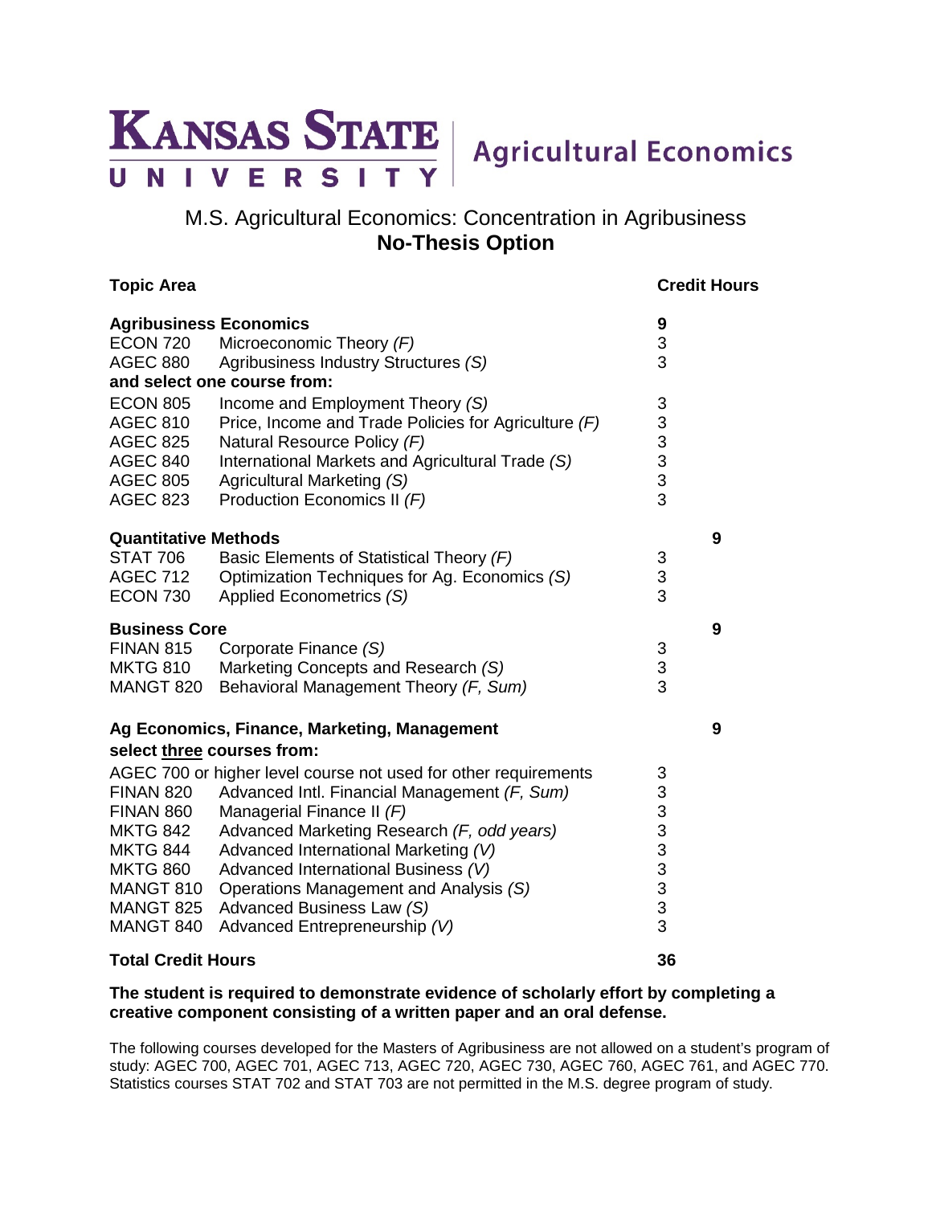Kansas State University | Agricultural Economics

## M.S. Agricultural Economics: Concentration in Agribusiness
## **No-Thesis Option**

| **Topic Area** | | **Credit Hours** | |
|---|---|---|---|
| **Agribusiness Economics** | | **9** | |
| ECON 720 | Microeconomic Theory *(F)* | 3 | |
| AGEC 880 | Agribusiness Industry Structures *(S)* | 3 | |
| **and select one course from:** | | | |
| ECON 805 | Income and Employment Theory *(S)* | 3 | |
| AGEC 810 | Price, Income and Trade Policies for Agriculture *(F)* | 3 | |
| AGEC 825 | Natural Resource Policy *(F)* | 3 | |
| AGEC 840 | International Markets and Agricultural Trade *(S)* | 3 | |
| AGEC 805 | Agricultural Marketing *(S)* | 3 | |
| AGEC 823 | Production Economics II *(F)* | 3 | |
| **Quantitative Methods** | | | **9** |
| STAT 706 | Basic Elements of Statistical Theory *(F)* | 3 | |
| AGEC 712 | Optimization Techniques for Ag. Economics *(S)* | 3 | |
| ECON 730 | Applied Econometrics *(S)* | 3 | |
| **Business Core** | | | **9** |
| FINAN 815 | Corporate Finance *(S)* | 3 | |
| MKTG 810 | Marketing Concepts and Research *(S)* | 3 | |
| MANGT 820 | Behavioral Management Theory *(F, Sum)* | 3 | |
| **Ag Economics, Finance, Marketing, Management** | | | **9** |
| **select three courses from:** | | | |
| AGEC 700 or higher level course not used for other requirements | | 3 | |
| FINAN 820 | Advanced Intl. Financial Management *(F, Sum)* | 3 | |
| FINAN 860 | Managerial Finance II *(F)* | 3 | |
| MKTG 842 | Advanced Marketing Research *(F, odd years)* | 3 | |
| MKTG 844 | Advanced International Marketing *(V)* | 3 | |
| MKTG 860 | Advanced International Business *(V)* | 3 | |
| MANGT 810 | Operations Management and Analysis *(S)* | 3 | |
| MANGT 825 | Advanced Business Law *(S)* | 3 | |
| MANGT 840 | Advanced Entrepreneurship *(V)* | 3 | |
| **Total Credit Hours** | | **36** | |

**The student is required to demonstrate evidence of scholarly effort by completing a creative component consisting of a written paper and an oral defense.**

The following courses developed for the Masters of Agribusiness are not allowed on a student's program of study: AGEC 700, AGEC 701, AGEC 713, AGEC 720, AGEC 730, AGEC 760, AGEC 761, and AGEC 770. Statistics courses STAT 702 and STAT 703 are not permitted in the M.S. degree program of study.